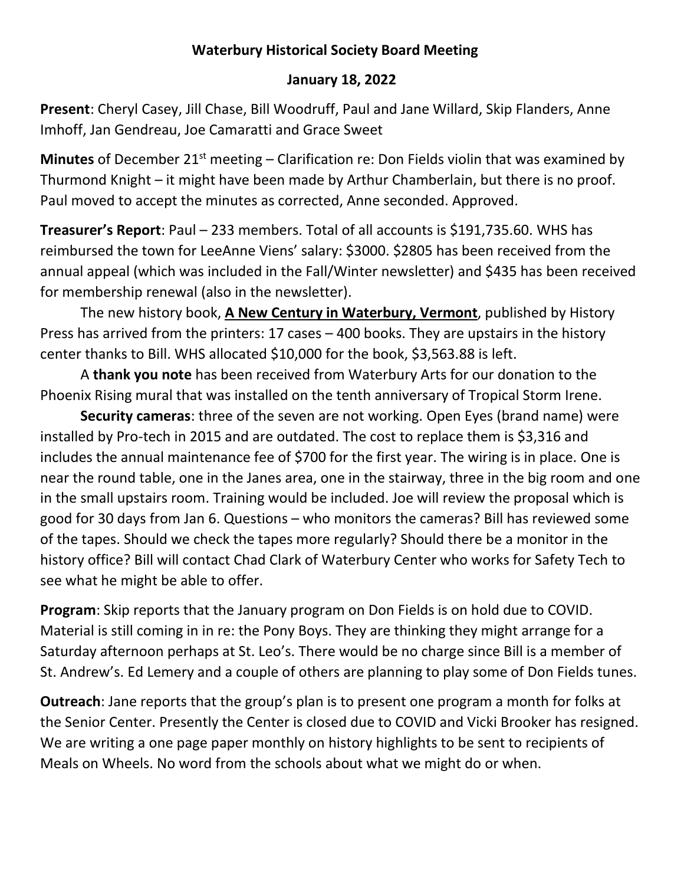# Waterbury Historical Society Board Meeting

## January 18, 2022

**Present**: Cheryl Casey, Jill Chase, Bill Woodruff, Paul and Jane Willard, Skip Flanders, Anne Imhoff, Jan Gendreau, Joe Camaratti and Grace Sweet

**Minutes** of December 21st meeting – Clarification re: Don Fields violin that was examined by Thurmond Knight – it might have been made by Arthur Chamberlain, but there is no proof. Paul moved to accept the minutes as corrected, Anne seconded. Approved.

**Treasurer's Report**: Paul – 233 members. Total of all accounts is $191,735.60. WHS has reimbursed the town for LeeAnne Viens' salary: $3000. $2805 has been received from the annual appeal (which was included in the Fall/Winter newsletter) and $435 has been received for membership renewal (also in the newsletter).

The new history book, **<u>A New Century in Waterbury, Vermont</u>**, published by History Press has arrived from the printers: 17 cases – 400 books. They are upstairs in the history center thanks to Bill. WHS allocated $10,000 for the book, $3,563.88 is left.

A **thank you note** has been received from Waterbury Arts for our donation to the Phoenix Rising mural that was installed on the tenth anniversary of Tropical Storm Irene.

**Security cameras**: three of the seven are not working. Open Eyes (brand name) were installed by Pro-tech in 2015 and are outdated. The cost to replace them is $3,316 and includes the annual maintenance fee of $700 for the first year. The wiring is in place. One is near the round table, one in the Janes area, one in the stairway, three in the big room and one in the small upstairs room. Training would be included. Joe will review the proposal which is good for 30 days from Jan 6. Questions – who monitors the cameras? Bill has reviewed some of the tapes. Should we check the tapes more regularly? Should there be a monitor in the history office? Bill will contact Chad Clark of Waterbury Center who works for Safety Tech to see what he might be able to offer.

**Program**: Skip reports that the January program on Don Fields is on hold due to COVID. Material is still coming in in re: the Pony Boys. They are thinking they might arrange for a Saturday afternoon perhaps at St. Leo's. There would be no charge since Bill is a member of St. Andrew's. Ed Lemery and a couple of others are planning to play some of Don Fields tunes.

**Outreach**: Jane reports that the group's plan is to present one program a month for folks at the Senior Center. Presently the Center is closed due to COVID and Vicki Brooker has resigned. We are writing a one page paper monthly on history highlights to be sent to recipients of Meals on Wheels. No word from the schools about what we might do or when.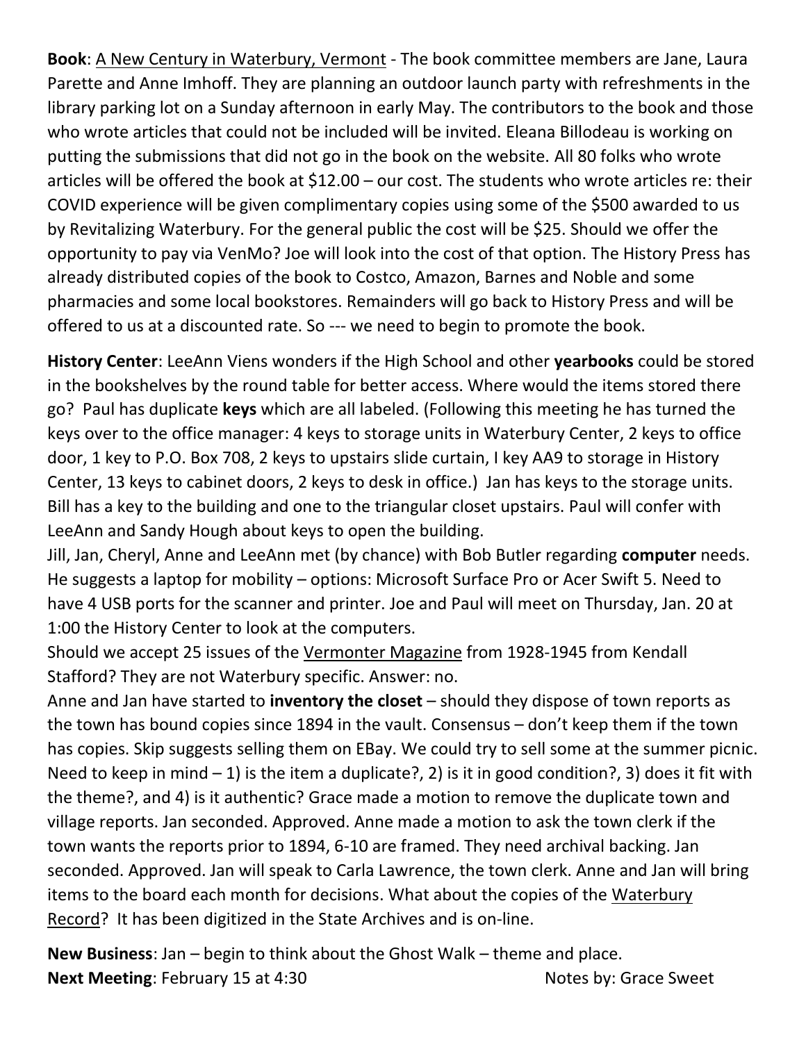**Book**: A New Century in Waterbury, Vermont - The book committee members are Jane, Laura Parette and Anne Imhoff. They are planning an outdoor launch party with refreshments in the library parking lot on a Sunday afternoon in early May. The contributors to the book and those who wrote articles that could not be included will be invited. Eleana Billodeau is working on putting the submissions that did not go in the book on the website. All 80 folks who wrote articles will be offered the book at $12.00 – our cost. The students who wrote articles re: their COVID experience will be given complimentary copies using some of the $500 awarded to us by Revitalizing Waterbury. For the general public the cost will be $25. Should we offer the opportunity to pay via VenMo? Joe will look into the cost of that option. The History Press has already distributed copies of the book to Costco, Amazon, Barnes and Noble and some pharmacies and some local bookstores. Remainders will go back to History Press and will be offered to us at a discounted rate. So --- we need to begin to promote the book.

**History Center**: LeeAnn Viens wonders if the High School and other **yearbooks** could be stored in the bookshelves by the round table for better access. Where would the items stored there go? Paul has duplicate **keys** which are all labeled. (Following this meeting he has turned the keys over to the office manager: 4 keys to storage units in Waterbury Center, 2 keys to office door, 1 key to P.O. Box 708, 2 keys to upstairs slide curtain, I key AA9 to storage in History Center, 13 keys to cabinet doors, 2 keys to desk in office.) Jan has keys to the storage units. Bill has a key to the building and one to the triangular closet upstairs. Paul will confer with LeeAnn and Sandy Hough about keys to open the building.

Jill, Jan, Cheryl, Anne and LeeAnn met (by chance) with Bob Butler regarding **computer** needs. He suggests a laptop for mobility – options: Microsoft Surface Pro or Acer Swift 5. Need to have 4 USB ports for the scanner and printer. Joe and Paul will meet on Thursday, Jan. 20 at 1:00 the History Center to look at the computers.

Should we accept 25 issues of the Vermonter Magazine from 1928-1945 from Kendall Stafford? They are not Waterbury specific. Answer: no.

Anne and Jan have started to **inventory the closet** – should they dispose of town reports as the town has bound copies since 1894 in the vault. Consensus – don't keep them if the town has copies. Skip suggests selling them on EBay. We could try to sell some at the summer picnic. Need to keep in mind – 1) is the item a duplicate?, 2) is it in good condition?, 3) does it fit with the theme?, and 4) is it authentic? Grace made a motion to remove the duplicate town and village reports. Jan seconded. Approved. Anne made a motion to ask the town clerk if the town wants the reports prior to 1894, 6-10 are framed. They need archival backing. Jan seconded. Approved. Jan will speak to Carla Lawrence, the town clerk. Anne and Jan will bring items to the board each month for decisions. What about the copies of the Waterbury Record? It has been digitized in the State Archives and is on-line.

**New Business**: Jan – begin to think about the Ghost Walk – theme and place.

**Next Meeting**: February 15 at 4:30

Notes by: Grace Sweet